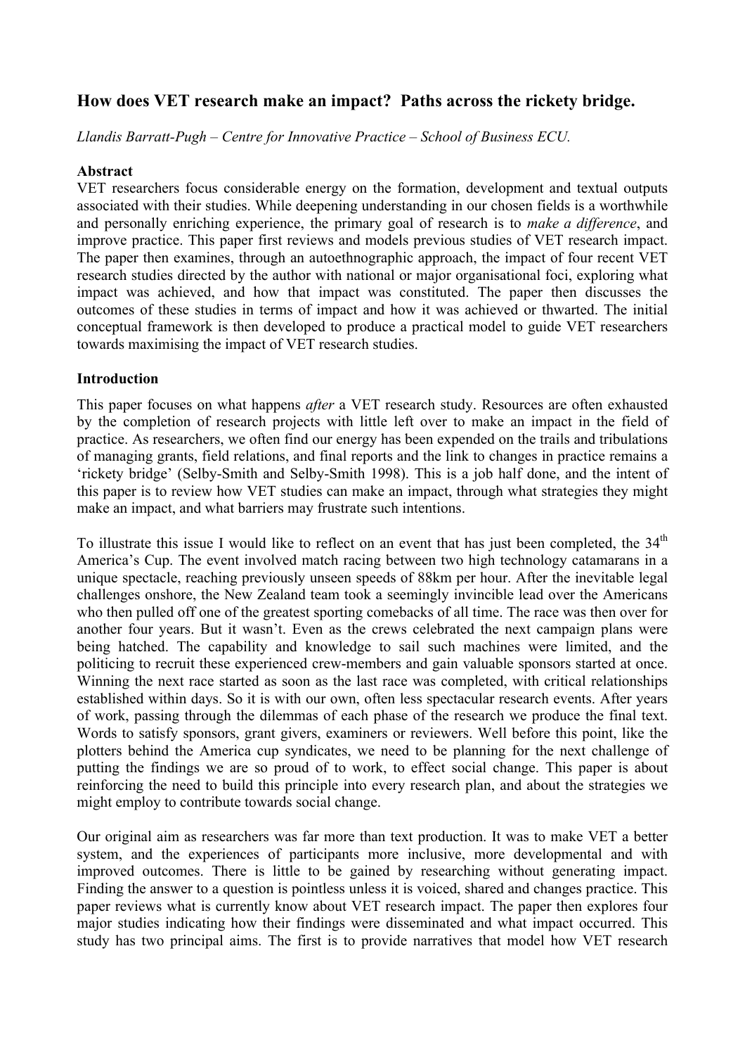## How does VET research make an impact? Paths across the rickety bridge.

*Llandis Barratt-Pugh – Centre for Innovative Practice – School of Business ECU.*

**Abstract**

VET researchers focus considerable energy on the formation, development and textual outputs associated with their studies. While deepening understanding in our chosen fields is a worthwhile and personally enriching experience, the primary goal of research is to *make a difference*, and improve practice. This paper first reviews and models previous studies of VET research impact. The paper then examines, through an autoethnographic approach, the impact of four recent VET research studies directed by the author with national or major organisational foci, exploring what impact was achieved, and how that impact was constituted. The paper then discusses the outcomes of these studies in terms of impact and how it was achieved or thwarted. The initial conceptual framework is then developed to produce a practical model to guide VET researchers towards maximising the impact of VET research studies.

**Introduction**

This paper focuses on what happens *after* a VET research study. Resources are often exhausted by the completion of research projects with little left over to make an impact in the field of practice. As researchers, we often find our energy has been expended on the trails and tribulations of managing grants, field relations, and final reports and the link to changes in practice remains a 'rickety bridge' (Selby-Smith and Selby-Smith 1998). This is a job half done, and the intent of this paper is to review how VET studies can make an impact, through what strategies they might make an impact, and what barriers may frustrate such intentions.

To illustrate this issue I would like to reflect on an event that has just been completed, the 34th America's Cup. The event involved match racing between two high technology catamarans in a unique spectacle, reaching previously unseen speeds of 88km per hour. After the inevitable legal challenges onshore, the New Zealand team took a seemingly invincible lead over the Americans who then pulled off one of the greatest sporting comebacks of all time. The race was then over for another four years. But it wasn't. Even as the crews celebrated the next campaign plans were being hatched. The capability and knowledge to sail such machines were limited, and the politicing to recruit these experienced crew-members and gain valuable sponsors started at once. Winning the next race started as soon as the last race was completed, with critical relationships established within days. So it is with our own, often less spectacular research events. After years of work, passing through the dilemmas of each phase of the research we produce the final text. Words to satisfy sponsors, grant givers, examiners or reviewers. Well before this point, like the plotters behind the America cup syndicates, we need to be planning for the next challenge of putting the findings we are so proud of to work, to effect social change. This paper is about reinforcing the need to build this principle into every research plan, and about the strategies we might employ to contribute towards social change.

Our original aim as researchers was far more than text production. It was to make VET a better system, and the experiences of participants more inclusive, more developmental and with improved outcomes. There is little to be gained by researching without generating impact. Finding the answer to a question is pointless unless it is voiced, shared and changes practice. This paper reviews what is currently know about VET research impact. The paper then explores four major studies indicating how their findings were disseminated and what impact occurred. This study has two principal aims. The first is to provide narratives that model how VET research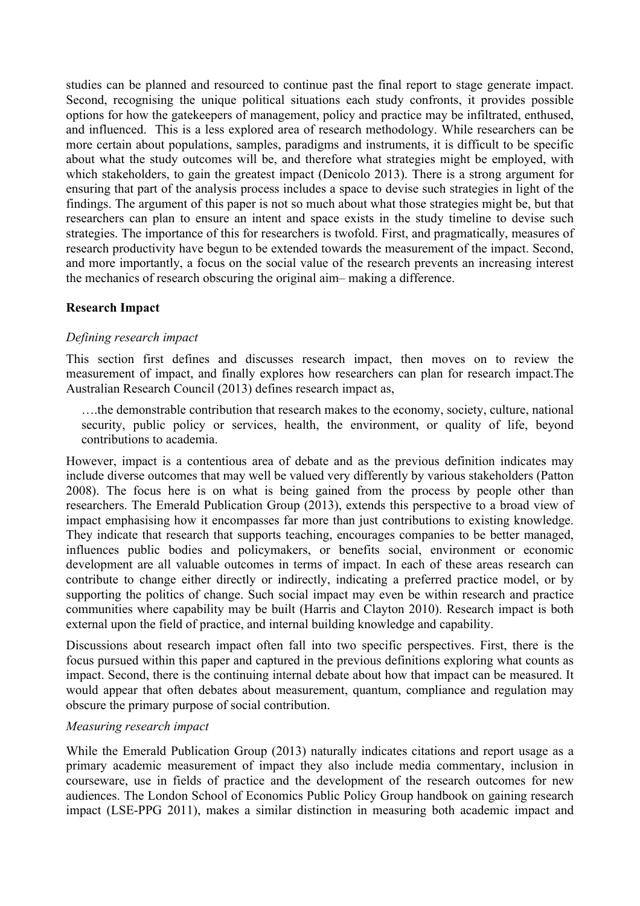studies can be planned and resourced to continue past the final report to stage generate impact. Second, recognising the unique political situations each study confronts, it provides possible options for how the gatekeepers of management, policy and practice may be infiltrated, enthused, and influenced. This is a less explored area of research methodology. While researchers can be more certain about populations, samples, paradigms and instruments, it is difficult to be specific about what the study outcomes will be, and therefore what strategies might be employed, with which stakeholders, to gain the greatest impact (Denicolo 2013). There is a strong argument for ensuring that part of the analysis process includes a space to devise such strategies in light of the findings. The argument of this paper is not so much about what those strategies might be, but that researchers can plan to ensure an intent and space exists in the study timeline to devise such strategies. The importance of this for researchers is twofold. First, and pragmatically, measures of research productivity have begun to be extended towards the measurement of the impact. Second, and more importantly, a focus on the social value of the research prevents an increasing interest the mechanics of research obscuring the original aim– making a difference.

**Research Impact**

*Defining research impact*

This section first defines and discusses research impact, then moves on to review the measurement of impact, and finally explores how researchers can plan for research impact.The Australian Research Council (2013) defines research impact as,

> ….the demonstrable contribution that research makes to the economy, society, culture, national security, public policy or services, health, the environment, or quality of life, beyond contributions to academia.

However, impact is a contentious area of debate and as the previous definition indicates may include diverse outcomes that may well be valued very differently by various stakeholders (Patton 2008). The focus here is on what is being gained from the process by people other than researchers. The Emerald Publication Group (2013), extends this perspective to a broad view of impact emphasising how it encompasses far more than just contributions to existing knowledge. They indicate that research that supports teaching, encourages companies to be better managed, influences public bodies and policymakers, or benefits social, environment or economic development are all valuable outcomes in terms of impact. In each of these areas research can contribute to change either directly or indirectly, indicating a preferred practice model, or by supporting the politics of change. Such social impact may even be within research and practice communities where capability may be built (Harris and Clayton 2010). Research impact is both external upon the field of practice, and internal building knowledge and capability.

Discussions about research impact often fall into two specific perspectives. First, there is the focus pursued within this paper and captured in the previous definitions exploring what counts as impact. Second, there is the continuing internal debate about how that impact can be measured. It would appear that often debates about measurement, quantum, compliance and regulation may obscure the primary purpose of social contribution.

*Measuring research impact*

While the Emerald Publication Group (2013) naturally indicates citations and report usage as a primary academic measurement of impact they also include media commentary, inclusion in courseware, use in fields of practice and the development of the research outcomes for new audiences. The London School of Economics Public Policy Group handbook on gaining research impact (LSE-PPG 2011), makes a similar distinction in measuring both academic impact and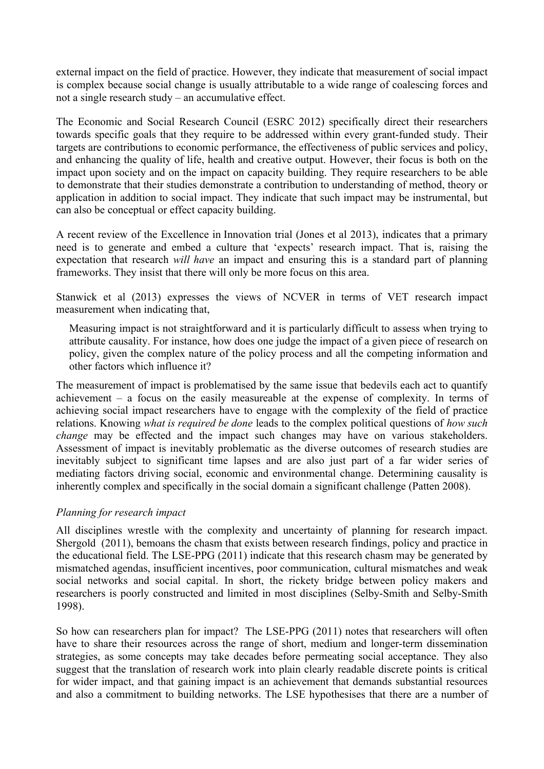external impact on the field of practice. However, they indicate that measurement of social impact is complex because social change is usually attributable to a wide range of coalescing forces and not a single research study – an accumulative effect.

The Economic and Social Research Council (ESRC 2012) specifically direct their researchers towards specific goals that they require to be addressed within every grant-funded study. Their targets are contributions to economic performance, the effectiveness of public services and policy, and enhancing the quality of life, health and creative output. However, their focus is both on the impact upon society and on the impact on capacity building. They require researchers to be able to demonstrate that their studies demonstrate a contribution to understanding of method, theory or application in addition to social impact. They indicate that such impact may be instrumental, but can also be conceptual or effect capacity building.

A recent review of the Excellence in Innovation trial (Jones et al 2013), indicates that a primary need is to generate and embed a culture that 'expects' research impact. That is, raising the expectation that research *will have* an impact and ensuring this is a standard part of planning frameworks. They insist that there will only be more focus on this area.

Stanwick et al (2013) expresses the views of NCVER in terms of VET research impact measurement when indicating that,

> Measuring impact is not straightforward and it is particularly difficult to assess when trying to attribute causality. For instance, how does one judge the impact of a given piece of research on policy, given the complex nature of the policy process and all the competing information and other factors which influence it?

The measurement of impact is problematised by the same issue that bedevils each act to quantify achievement – a focus on the easily measureable at the expense of complexity. In terms of achieving social impact researchers have to engage with the complexity of the field of practice relations. Knowing *what is required be done* leads to the complex political questions of *how such change* may be effected and the impact such changes may have on various stakeholders. Assessment of impact is inevitably problematic as the diverse outcomes of research studies are inevitably subject to significant time lapses and are also just part of a far wider series of mediating factors driving social, economic and environmental change. Determining causality is inherently complex and specifically in the social domain a significant challenge (Patten 2008).

### *Planning for research impact*

All disciplines wrestle with the complexity and uncertainty of planning for research impact. Shergold (2011), bemoans the chasm that exists between research findings, policy and practice in the educational field. The LSE-PPG (2011) indicate that this research chasm may be generated by mismatched agendas, insufficient incentives, poor communication, cultural mismatches and weak social networks and social capital. In short, the rickety bridge between policy makers and researchers is poorly constructed and limited in most disciplines (Selby-Smith and Selby-Smith 1998).

So how can researchers plan for impact? The LSE-PPG (2011) notes that researchers will often have to share their resources across the range of short, medium and longer-term dissemination strategies, as some concepts may take decades before permeating social acceptance. They also suggest that the translation of research work into plain clearly readable discrete points is critical for wider impact, and that gaining impact is an achievement that demands substantial resources and also a commitment to building networks. The LSE hypothesises that there are a number of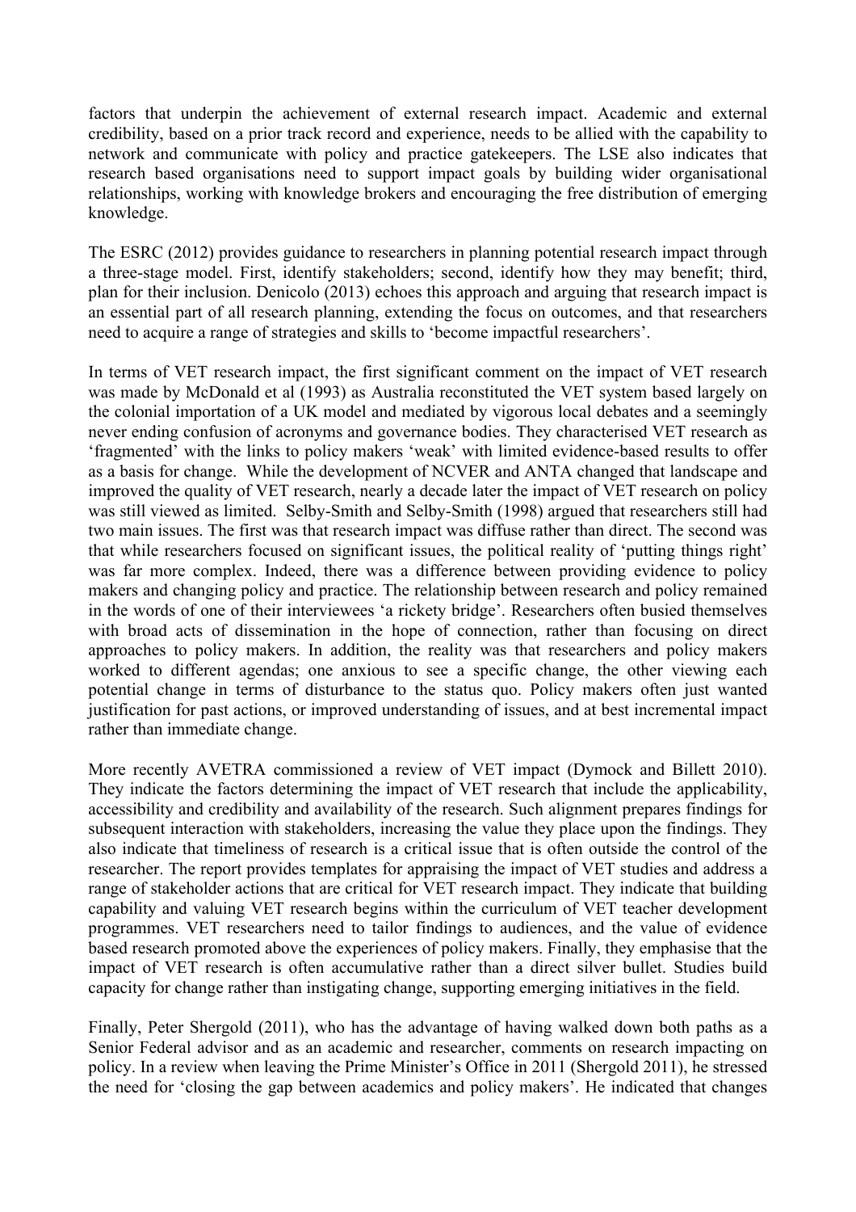factors that underpin the achievement of external research impact. Academic and external credibility, based on a prior track record and experience, needs to be allied with the capability to network and communicate with policy and practice gatekeepers. The LSE also indicates that research based organisations need to support impact goals by building wider organisational relationships, working with knowledge brokers and encouraging the free distribution of emerging knowledge.

The ESRC (2012) provides guidance to researchers in planning potential research impact through a three-stage model. First, identify stakeholders; second, identify how they may benefit; third, plan for their inclusion. Denicolo (2013) echoes this approach and arguing that research impact is an essential part of all research planning, extending the focus on outcomes, and that researchers need to acquire a range of strategies and skills to 'become impactful researchers'.

In terms of VET research impact, the first significant comment on the impact of VET research was made by McDonald et al (1993) as Australia reconstituted the VET system based largely on the colonial importation of a UK model and mediated by vigorous local debates and a seemingly never ending confusion of acronyms and governance bodies. They characterised VET research as 'fragmented' with the links to policy makers 'weak' with limited evidence-based results to offer as a basis for change. While the development of NCVER and ANTA changed that landscape and improved the quality of VET research, nearly a decade later the impact of VET research on policy was still viewed as limited. Selby-Smith and Selby-Smith (1998) argued that researchers still had two main issues. The first was that research impact was diffuse rather than direct. The second was that while researchers focused on significant issues, the political reality of 'putting things right' was far more complex. Indeed, there was a difference between providing evidence to policy makers and changing policy and practice. The relationship between research and policy remained in the words of one of their interviewees 'a rickety bridge'. Researchers often busied themselves with broad acts of dissemination in the hope of connection, rather than focusing on direct approaches to policy makers. In addition, the reality was that researchers and policy makers worked to different agendas; one anxious to see a specific change, the other viewing each potential change in terms of disturbance to the status quo. Policy makers often just wanted justification for past actions, or improved understanding of issues, and at best incremental impact rather than immediate change.

More recently AVETRA commissioned a review of VET impact (Dymock and Billett 2010). They indicate the factors determining the impact of VET research that include the applicability, accessibility and credibility and availability of the research. Such alignment prepares findings for subsequent interaction with stakeholders, increasing the value they place upon the findings. They also indicate that timeliness of research is a critical issue that is often outside the control of the researcher. The report provides templates for appraising the impact of VET studies and address a range of stakeholder actions that are critical for VET research impact. They indicate that building capability and valuing VET research begins within the curriculum of VET teacher development programmes. VET researchers need to tailor findings to audiences, and the value of evidence based research promoted above the experiences of policy makers. Finally, they emphasise that the impact of VET research is often accumulative rather than a direct silver bullet. Studies build capacity for change rather than instigating change, supporting emerging initiatives in the field.

Finally, Peter Shergold (2011), who has the advantage of having walked down both paths as a Senior Federal advisor and as an academic and researcher, comments on research impacting on policy. In a review when leaving the Prime Minister's Office in 2011 (Shergold 2011), he stressed the need for 'closing the gap between academics and policy makers'. He indicated that changes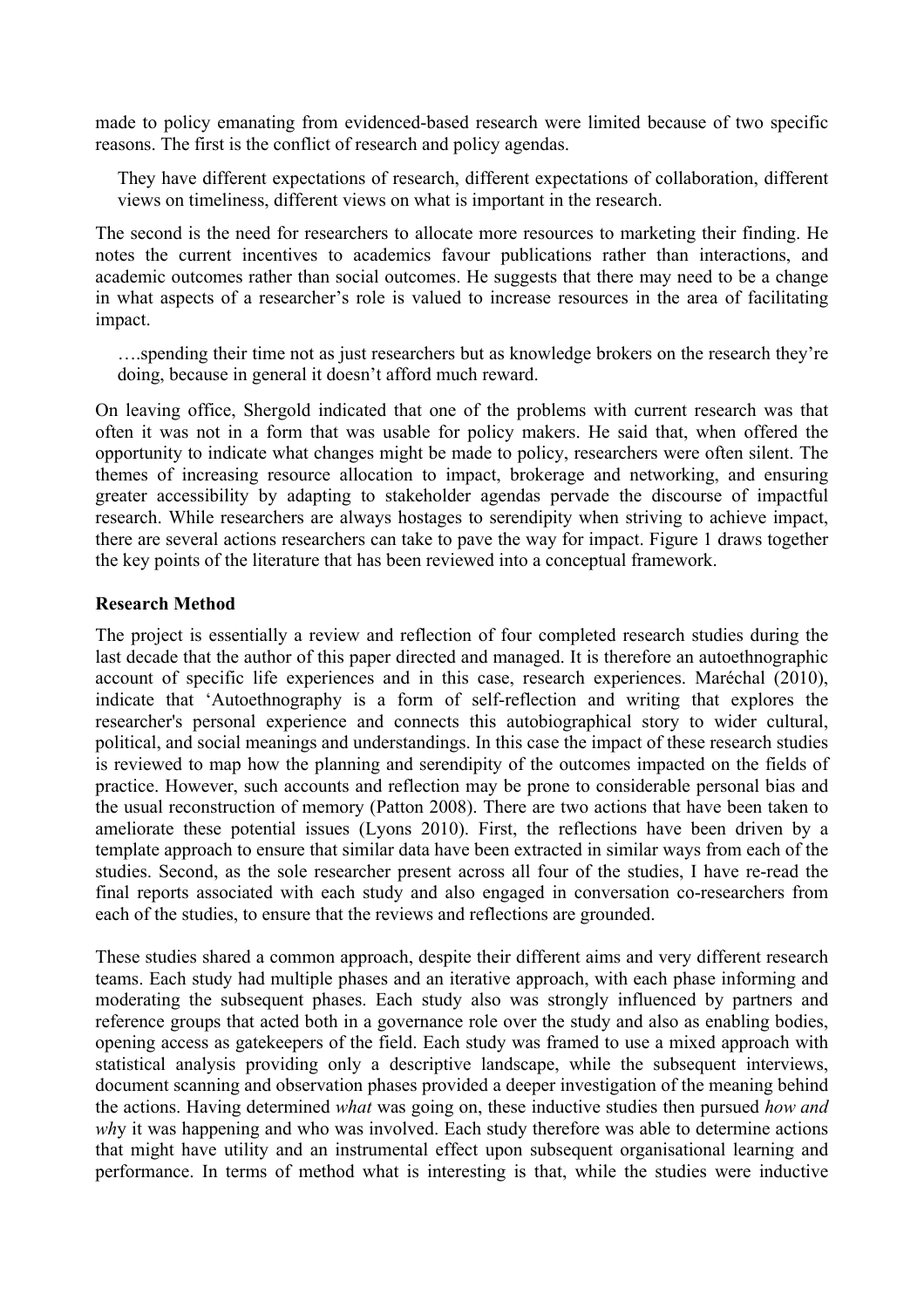made to policy emanating from evidenced-based research were limited because of two specific reasons. The first is the conflict of research and policy agendas.

> They have different expectations of research, different expectations of collaboration, different views on timeliness, different views on what is important in the research.

The second is the need for researchers to allocate more resources to marketing their finding. He notes the current incentives to academics favour publications rather than interactions, and academic outcomes rather than social outcomes. He suggests that there may need to be a change in what aspects of a researcher's role is valued to increase resources in the area of facilitating impact.

> ….spending their time not as just researchers but as knowledge brokers on the research they're doing, because in general it doesn't afford much reward.

On leaving office, Shergold indicated that one of the problems with current research was that often it was not in a form that was usable for policy makers. He said that, when offered the opportunity to indicate what changes might be made to policy, researchers were often silent. The themes of increasing resource allocation to impact, brokerage and networking, and ensuring greater accessibility by adapting to stakeholder agendas pervade the discourse of impactful research. While researchers are always hostages to serendipity when striving to achieve impact, there are several actions researchers can take to pave the way for impact. Figure 1 draws together the key points of the literature that has been reviewed into a conceptual framework.

**Research Method**

The project is essentially a review and reflection of four completed research studies during the last decade that the author of this paper directed and managed. It is therefore an autoethnographic account of specific life experiences and in this case, research experiences. Maréchal (2010), indicate that 'Autoethnography is a form of self-reflection and writing that explores the researcher's personal experience and connects this autobiographical story to wider cultural, political, and social meanings and understandings. In this case the impact of these research studies is reviewed to map how the planning and serendipity of the outcomes impacted on the fields of practice. However, such accounts and reflection may be prone to considerable personal bias and the usual reconstruction of memory (Patton 2008). There are two actions that have been taken to ameliorate these potential issues (Lyons 2010). First, the reflections have been driven by a template approach to ensure that similar data have been extracted in similar ways from each of the studies. Second, as the sole researcher present across all four of the studies, I have re-read the final reports associated with each study and also engaged in conversation co-researchers from each of the studies, to ensure that the reviews and reflections are grounded.

These studies shared a common approach, despite their different aims and very different research teams. Each study had multiple phases and an iterative approach, with each phase informing and moderating the subsequent phases. Each study also was strongly influenced by partners and reference groups that acted both in a governance role over the study and also as enabling bodies, opening access as gatekeepers of the field. Each study was framed to use a mixed approach with statistical analysis providing only a descriptive landscape, while the subsequent interviews, document scanning and observation phases provided a deeper investigation of the meaning behind the actions. Having determined *what* was going on, these inductive studies then pursued *how and why* it was happening and who was involved. Each study therefore was able to determine actions that might have utility and an instrumental effect upon subsequent organisational learning and performance. In terms of method what is interesting is that, while the studies were inductive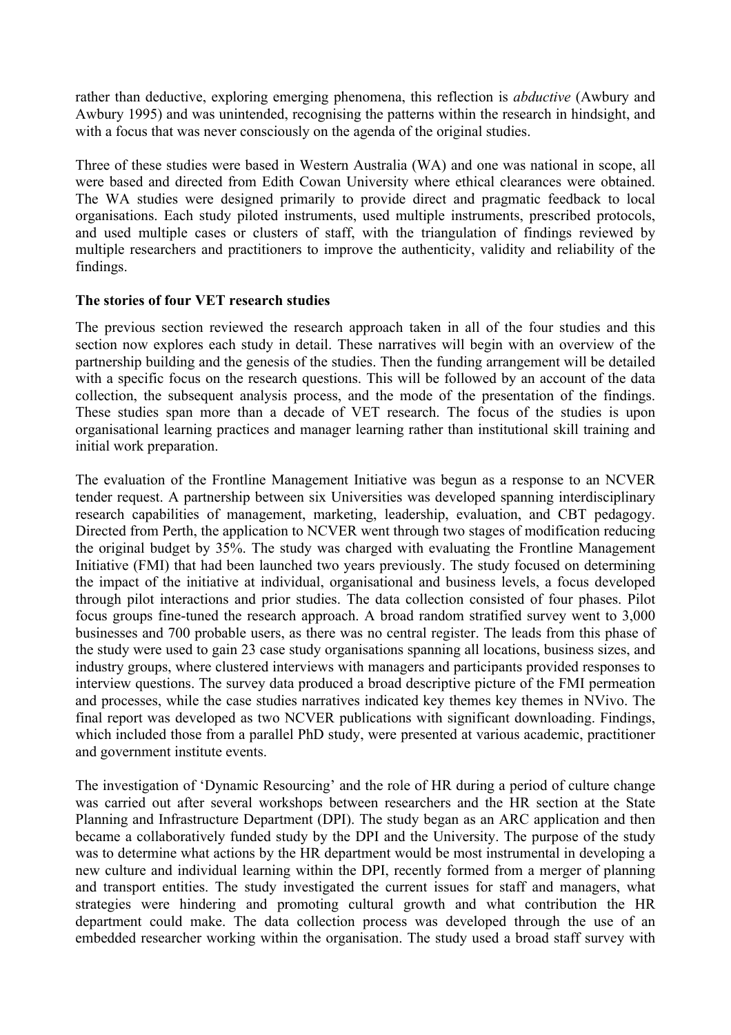rather than deductive, exploring emerging phenomena, this reflection is *abductive* (Awbury and Awbury 1995) and was unintended, recognising the patterns within the research in hindsight, and with a focus that was never consciously on the agenda of the original studies.

Three of these studies were based in Western Australia (WA) and one was national in scope, all were based and directed from Edith Cowan University where ethical clearances were obtained. The WA studies were designed primarily to provide direct and pragmatic feedback to local organisations. Each study piloted instruments, used multiple instruments, prescribed protocols, and used multiple cases or clusters of staff, with the triangulation of findings reviewed by multiple researchers and practitioners to improve the authenticity, validity and reliability of the findings.

**The stories of four VET research studies**

The previous section reviewed the research approach taken in all of the four studies and this section now explores each study in detail. These narratives will begin with an overview of the partnership building and the genesis of the studies. Then the funding arrangement will be detailed with a specific focus on the research questions. This will be followed by an account of the data collection, the subsequent analysis process, and the mode of the presentation of the findings. These studies span more than a decade of VET research. The focus of the studies is upon organisational learning practices and manager learning rather than institutional skill training and initial work preparation.

The evaluation of the Frontline Management Initiative was begun as a response to an NCVER tender request. A partnership between six Universities was developed spanning interdisciplinary research capabilities of management, marketing, leadership, evaluation, and CBT pedagogy. Directed from Perth, the application to NCVER went through two stages of modification reducing the original budget by 35%. The study was charged with evaluating the Frontline Management Initiative (FMI) that had been launched two years previously. The study focused on determining the impact of the initiative at individual, organisational and business levels, a focus developed through pilot interactions and prior studies. The data collection consisted of four phases. Pilot focus groups fine-tuned the research approach. A broad random stratified survey went to 3,000 businesses and 700 probable users, as there was no central register. The leads from this phase of the study were used to gain 23 case study organisations spanning all locations, business sizes, and industry groups, where clustered interviews with managers and participants provided responses to interview questions. The survey data produced a broad descriptive picture of the FMI permeation and processes, while the case studies narratives indicated key themes key themes in NVivo. The final report was developed as two NCVER publications with significant downloading. Findings, which included those from a parallel PhD study, were presented at various academic, practitioner and government institute events.

The investigation of 'Dynamic Resourcing' and the role of HR during a period of culture change was carried out after several workshops between researchers and the HR section at the State Planning and Infrastructure Department (DPI). The study began as an ARC application and then became a collaboratively funded study by the DPI and the University. The purpose of the study was to determine what actions by the HR department would be most instrumental in developing a new culture and individual learning within the DPI, recently formed from a merger of planning and transport entities. The study investigated the current issues for staff and managers, what strategies were hindering and promoting cultural growth and what contribution the HR department could make. The data collection process was developed through the use of an embedded researcher working within the organisation. The study used a broad staff survey with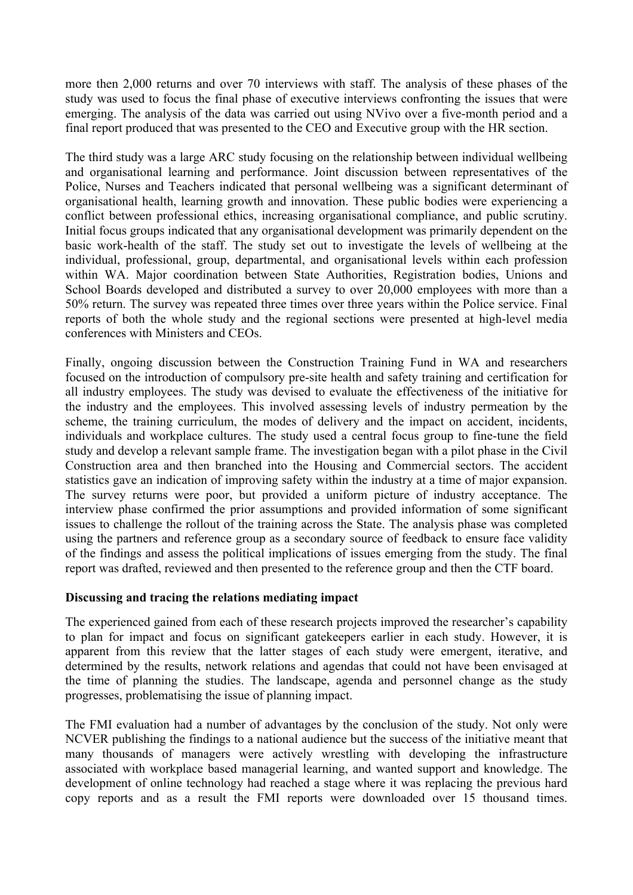more then 2,000 returns and over 70 interviews with staff. The analysis of these phases of the study was used to focus the final phase of executive interviews confronting the issues that were emerging. The analysis of the data was carried out using NVivo over a five-month period and a final report produced that was presented to the CEO and Executive group with the HR section.

The third study was a large ARC study focusing on the relationship between individual wellbeing and organisational learning and performance. Joint discussion between representatives of the Police, Nurses and Teachers indicated that personal wellbeing was a significant determinant of organisational health, learning growth and innovation. These public bodies were experiencing a conflict between professional ethics, increasing organisational compliance, and public scrutiny. Initial focus groups indicated that any organisational development was primarily dependent on the basic work-health of the staff. The study set out to investigate the levels of wellbeing at the individual, professional, group, departmental, and organisational levels within each profession within WA. Major coordination between State Authorities, Registration bodies, Unions and School Boards developed and distributed a survey to over 20,000 employees with more than a 50% return. The survey was repeated three times over three years within the Police service. Final reports of both the whole study and the regional sections were presented at high-level media conferences with Ministers and CEOs.

Finally, ongoing discussion between the Construction Training Fund in WA and researchers focused on the introduction of compulsory pre-site health and safety training and certification for all industry employees. The study was devised to evaluate the effectiveness of the initiative for the industry and the employees. This involved assessing levels of industry permeation by the scheme, the training curriculum, the modes of delivery and the impact on accident, incidents, individuals and workplace cultures. The study used a central focus group to fine-tune the field study and develop a relevant sample frame. The investigation began with a pilot phase in the Civil Construction area and then branched into the Housing and Commercial sectors. The accident statistics gave an indication of improving safety within the industry at a time of major expansion. The survey returns were poor, but provided a uniform picture of industry acceptance. The interview phase confirmed the prior assumptions and provided information of some significant issues to challenge the rollout of the training across the State. The analysis phase was completed using the partners and reference group as a secondary source of feedback to ensure face validity of the findings and assess the political implications of issues emerging from the study. The final report was drafted, reviewed and then presented to the reference group and then the CTF board.

**Discussing and tracing the relations mediating impact**

The experienced gained from each of these research projects improved the researcher's capability to plan for impact and focus on significant gatekeepers earlier in each study. However, it is apparent from this review that the latter stages of each study were emergent, iterative, and determined by the results, network relations and agendas that could not have been envisaged at the time of planning the studies. The landscape, agenda and personnel change as the study progresses, problematising the issue of planning impact.

The FMI evaluation had a number of advantages by the conclusion of the study. Not only were NCVER publishing the findings to a national audience but the success of the initiative meant that many thousands of managers were actively wrestling with developing the infrastructure associated with workplace based managerial learning, and wanted support and knowledge. The development of online technology had reached a stage where it was replacing the previous hard copy reports and as a result the FMI reports were downloaded over 15 thousand times.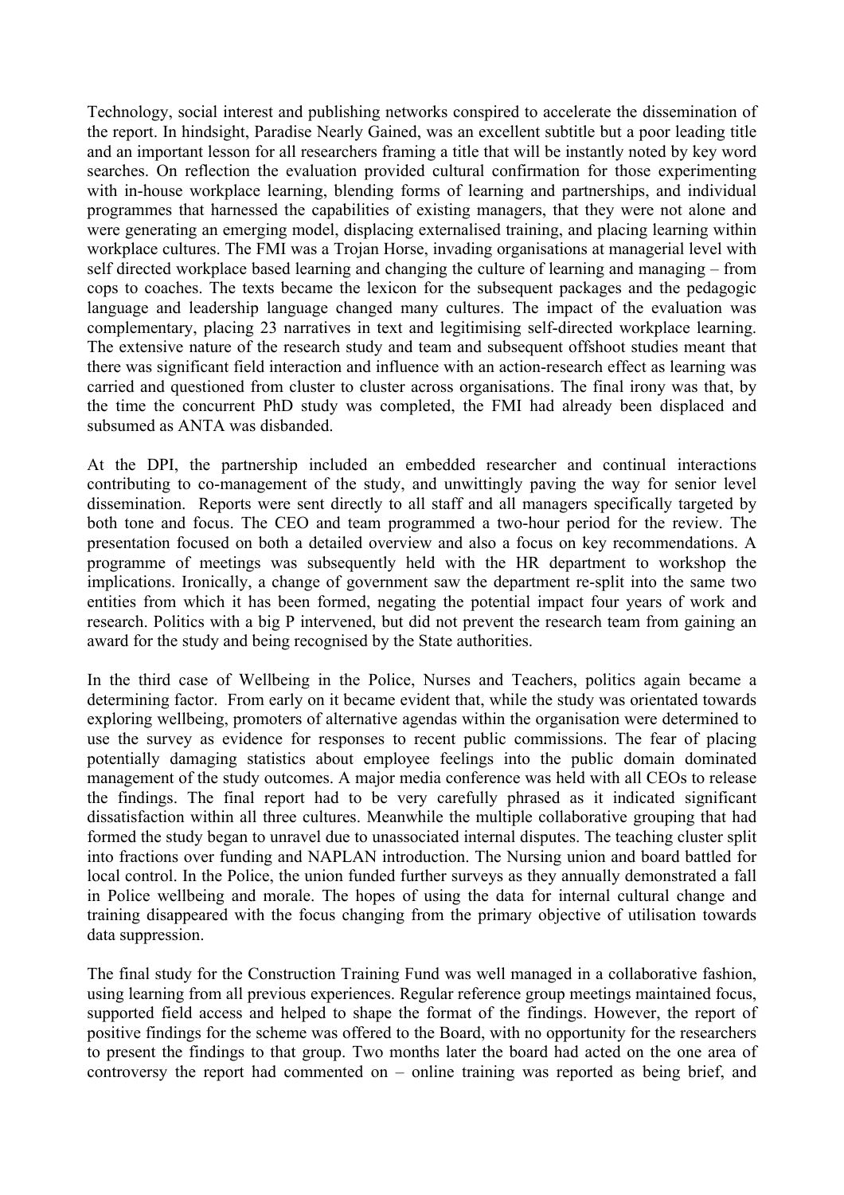Technology, social interest and publishing networks conspired to accelerate the dissemination of the report. In hindsight, Paradise Nearly Gained, was an excellent subtitle but a poor leading title and an important lesson for all researchers framing a title that will be instantly noted by key word searches. On reflection the evaluation provided cultural confirmation for those experimenting with in-house workplace learning, blending forms of learning and partnerships, and individual programmes that harnessed the capabilities of existing managers, that they were not alone and were generating an emerging model, displacing externalised training, and placing learning within workplace cultures. The FMI was a Trojan Horse, invading organisations at managerial level with self directed workplace based learning and changing the culture of learning and managing – from cops to coaches. The texts became the lexicon for the subsequent packages and the pedagogic language and leadership language changed many cultures. The impact of the evaluation was complementary, placing 23 narratives in text and legitimising self-directed workplace learning. The extensive nature of the research study and team and subsequent offshoot studies meant that there was significant field interaction and influence with an action-research effect as learning was carried and questioned from cluster to cluster across organisations. The final irony was that, by the time the concurrent PhD study was completed, the FMI had already been displaced and subsumed as ANTA was disbanded.

At the DPI, the partnership included an embedded researcher and continual interactions contributing to co-management of the study, and unwittingly paving the way for senior level dissemination. Reports were sent directly to all staff and all managers specifically targeted by both tone and focus. The CEO and team programmed a two-hour period for the review. The presentation focused on both a detailed overview and also a focus on key recommendations. A programme of meetings was subsequently held with the HR department to workshop the implications. Ironically, a change of government saw the department re-split into the same two entities from which it has been formed, negating the potential impact four years of work and research. Politics with a big P intervened, but did not prevent the research team from gaining an award for the study and being recognised by the State authorities.

In the third case of Wellbeing in the Police, Nurses and Teachers, politics again became a determining factor. From early on it became evident that, while the study was orientated towards exploring wellbeing, promoters of alternative agendas within the organisation were determined to use the survey as evidence for responses to recent public commissions. The fear of placing potentially damaging statistics about employee feelings into the public domain dominated management of the study outcomes. A major media conference was held with all CEOs to release the findings. The final report had to be very carefully phrased as it indicated significant dissatisfaction within all three cultures. Meanwhile the multiple collaborative grouping that had formed the study began to unravel due to unassociated internal disputes. The teaching cluster split into fractions over funding and NAPLAN introduction. The Nursing union and board battled for local control. In the Police, the union funded further surveys as they annually demonstrated a fall in Police wellbeing and morale. The hopes of using the data for internal cultural change and training disappeared with the focus changing from the primary objective of utilisation towards data suppression.

The final study for the Construction Training Fund was well managed in a collaborative fashion, using learning from all previous experiences. Regular reference group meetings maintained focus, supported field access and helped to shape the format of the findings. However, the report of positive findings for the scheme was offered to the Board, with no opportunity for the researchers to present the findings to that group. Two months later the board had acted on the one area of controversy the report had commented on – online training was reported as being brief, and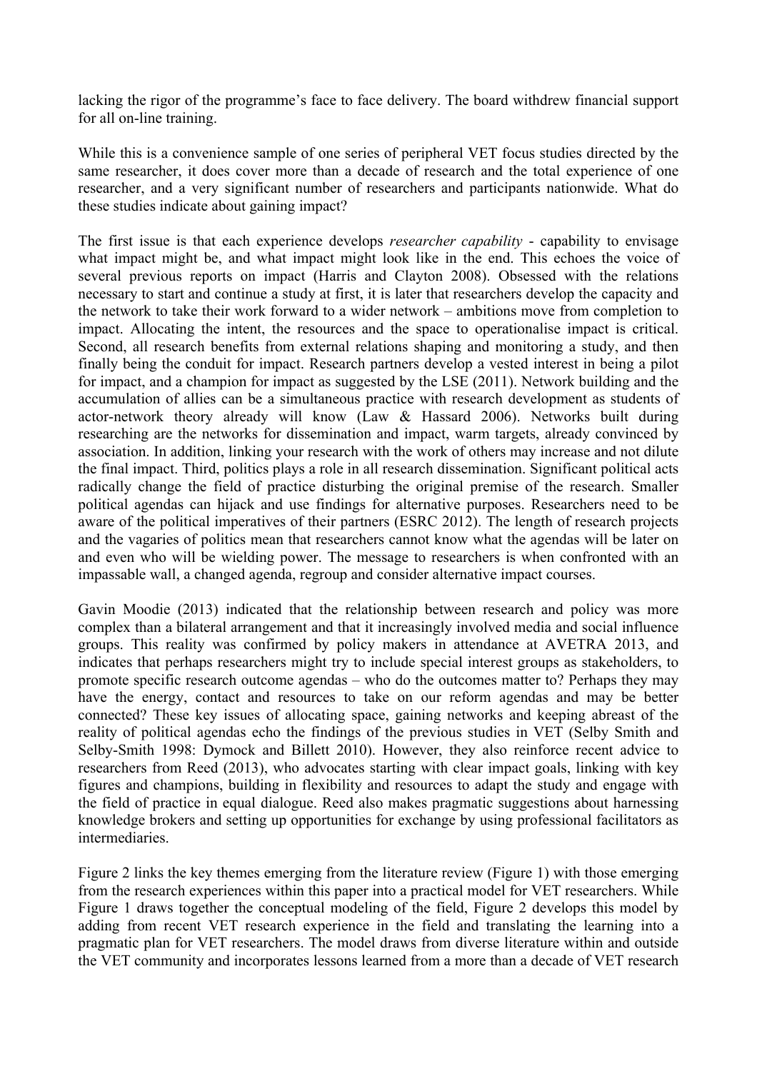lacking the rigor of the programme's face to face delivery. The board withdrew financial support for all on-line training.

While this is a convenience sample of one series of peripheral VET focus studies directed by the same researcher, it does cover more than a decade of research and the total experience of one researcher, and a very significant number of researchers and participants nationwide. What do these studies indicate about gaining impact?

The first issue is that each experience develops *researcher capability* - capability to envisage what impact might be, and what impact might look like in the end. This echoes the voice of several previous reports on impact (Harris and Clayton 2008). Obsessed with the relations necessary to start and continue a study at first, it is later that researchers develop the capacity and the network to take their work forward to a wider network – ambitions move from completion to impact. Allocating the intent, the resources and the space to operationalise impact is critical. Second, all research benefits from external relations shaping and monitoring a study, and then finally being the conduit for impact. Research partners develop a vested interest in being a pilot for impact, and a champion for impact as suggested by the LSE (2011). Network building and the accumulation of allies can be a simultaneous practice with research development as students of actor-network theory already will know (Law & Hassard 2006). Networks built during researching are the networks for dissemination and impact, warm targets, already convinced by association. In addition, linking your research with the work of others may increase and not dilute the final impact. Third, politics plays a role in all research dissemination. Significant political acts radically change the field of practice disturbing the original premise of the research. Smaller political agendas can hijack and use findings for alternative purposes. Researchers need to be aware of the political imperatives of their partners (ESRC 2012). The length of research projects and the vagaries of politics mean that researchers cannot know what the agendas will be later on and even who will be wielding power. The message to researchers is when confronted with an impassable wall, a changed agenda, regroup and consider alternative impact courses.

Gavin Moodie (2013) indicated that the relationship between research and policy was more complex than a bilateral arrangement and that it increasingly involved media and social influence groups. This reality was confirmed by policy makers in attendance at AVETRA 2013, and indicates that perhaps researchers might try to include special interest groups as stakeholders, to promote specific research outcome agendas – who do the outcomes matter to? Perhaps they may have the energy, contact and resources to take on our reform agendas and may be better connected? These key issues of allocating space, gaining networks and keeping abreast of the reality of political agendas echo the findings of the previous studies in VET (Selby Smith and Selby-Smith 1998: Dymock and Billett 2010). However, they also reinforce recent advice to researchers from Reed (2013), who advocates starting with clear impact goals, linking with key figures and champions, building in flexibility and resources to adapt the study and engage with the field of practice in equal dialogue. Reed also makes pragmatic suggestions about harnessing knowledge brokers and setting up opportunities for exchange by using professional facilitators as intermediaries.

Figure 2 links the key themes emerging from the literature review (Figure 1) with those emerging from the research experiences within this paper into a practical model for VET researchers. While Figure 1 draws together the conceptual modeling of the field, Figure 2 develops this model by adding from recent VET research experience in the field and translating the learning into a pragmatic plan for VET researchers. The model draws from diverse literature within and outside the VET community and incorporates lessons learned from a more than a decade of VET research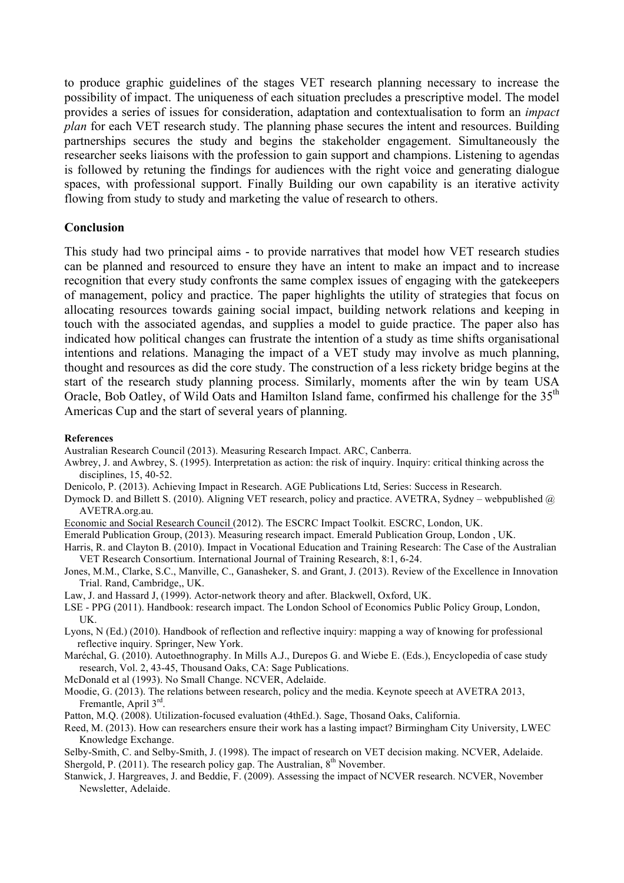to produce graphic guidelines of the stages VET research planning necessary to increase the possibility of impact. The uniqueness of each situation precludes a prescriptive model. The model provides a series of issues for consideration, adaptation and contextualisation to form an *impact plan* for each VET research study. The planning phase secures the intent and resources. Building partnerships secures the study and begins the stakeholder engagement. Simultaneously the researcher seeks liaisons with the profession to gain support and champions. Listening to agendas is followed by retuning the findings for audiences with the right voice and generating dialogue spaces, with professional support. Finally Building our own capability is an iterative activity flowing from study to study and marketing the value of research to others.

## Conclusion

This study had two principal aims - to provide narratives that model how VET research studies can be planned and resourced to ensure they have an intent to make an impact and to increase recognition that every study confronts the same complex issues of engaging with the gatekeepers of management, policy and practice. The paper highlights the utility of strategies that focus on allocating resources towards gaining social impact, building network relations and keeping in touch with the associated agendas, and supplies a model to guide practice. The paper also has indicated how political changes can frustrate the intention of a study as time shifts organisational intentions and relations. Managing the impact of a VET study may involve as much planning, thought and resources as did the core study. The construction of a less rickety bridge begins at the start of the research study planning process. Similarly, moments after the win by team USA Oracle, Bob Oatley, of Wild Oats and Hamilton Island fame, confirmed his challenge for the 35th Americas Cup and the start of several years of planning.

### References

Australian Research Council (2013). Measuring Research Impact. ARC, Canberra.

Awbrey, J. and Awbrey, S. (1995). Interpretation as action: the risk of inquiry. Inquiry: critical thinking across the disciplines, 15, 40-52.

Denicolo, P. (2013). Achieving Impact in Research. AGE Publications Ltd, Series: Success in Research.

Dymock D. and Billett S. (2010). Aligning VET research, policy and practice. AVETRA, Sydney – webpublished @ AVETRA.org.au.

Economic and Social Research Council (2012). The ESRC Impact Toolkit. ESRC, London, UK.

Emerald Publication Group, (2013). Measuring research impact. Emerald Publication Group, London , UK.

Harris, R. and Clayton B. (2010). Impact in Vocational Education and Training Research: The Case of the Australian VET Research Consortium. International Journal of Training Research, 8:1, 6-24.

Jones, M.M., Clarke, S.C., Manville, C., Ganasheker, S. and Grant, J. (2013). Review of the Excellence in Innovation Trial. Rand, Cambridge,, UK.

Law, J. and Hassard J, (1999). Actor-network theory and after. Blackwell, Oxford, UK.

LSE - PPG (2011). Handbook: research impact. The London School of Economics Public Policy Group, London, UK.

Lyons, N (Ed.) (2010). Handbook of reflection and reflective inquiry: mapping a way of knowing for professional reflective inquiry. Springer, New York.

Maréchal, G. (2010). Autoethnography. In Mills A.J., Durepos G. and Wiebe E. (Eds.), Encyclopedia of case study research, Vol. 2, 43-45, Thousand Oaks, CA: Sage Publications.

McDonald et al (1993). No Small Change. NCVER, Adelaide.

Moodie, G. (2013). The relations between research, policy and the media. Keynote speech at AVETRA 2013, Fremantle, April 3rd.

Patton, M.Q. (2008). Utilization-focused evaluation (4thEd.). Sage, Thosand Oaks, California.

Reed, M. (2013). How can researchers ensure their work has a lasting impact? Birmingham City University, LWEC Knowledge Exchange.

Selby-Smith, C. and Selby-Smith, J. (1998). The impact of research on VET decision making. NCVER, Adelaide.

Shergold, P. (2011). The research policy gap. The Australian, 8th November.

Stanwick, J. Hargreaves, J. and Beddie, F. (2009). Assessing the impact of NCVER research. NCVER, November Newsletter, Adelaide.